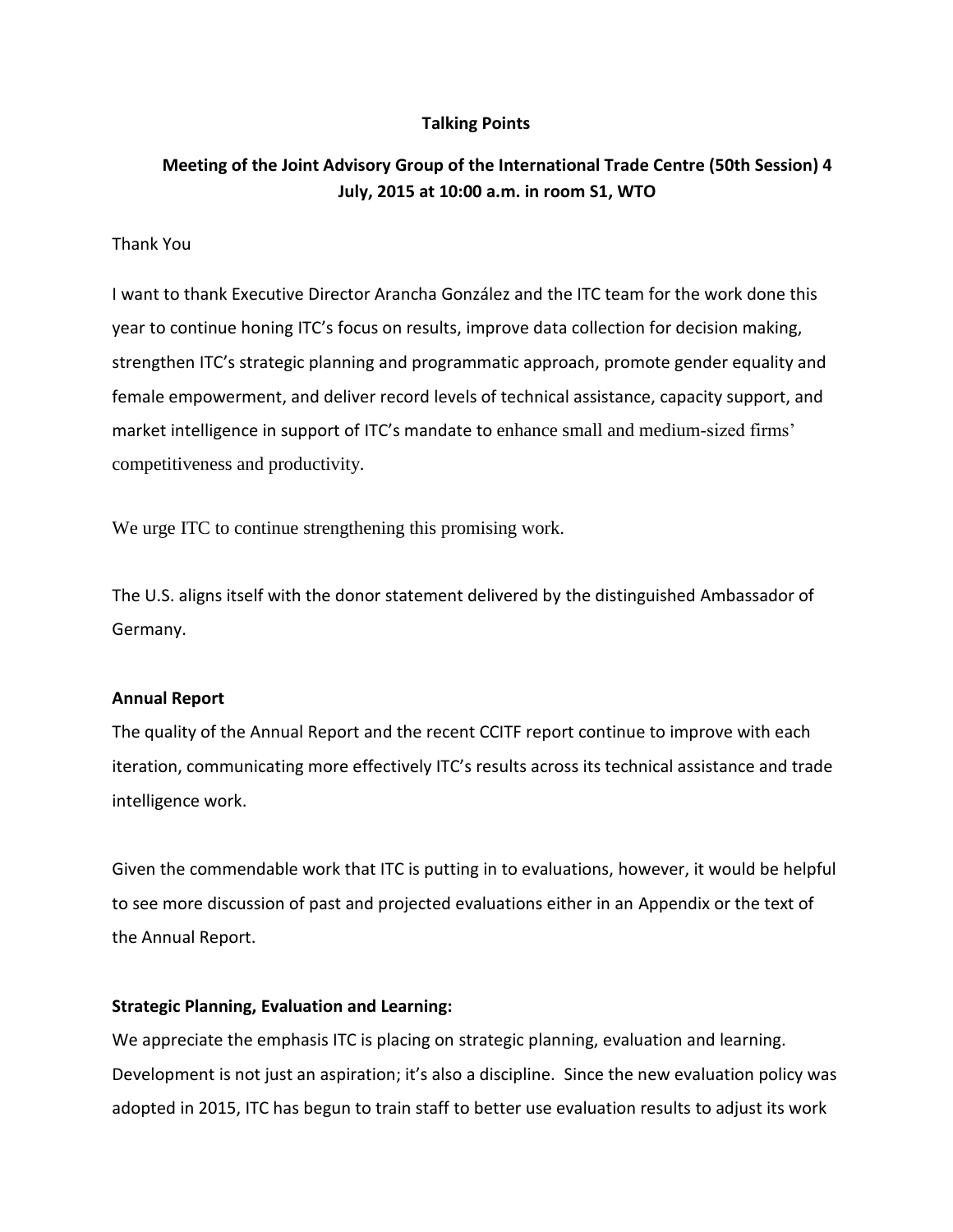**Talking Points**

**Meeting of the Joint Advisory Group of the International Trade Centre (50th Session) 4 July, 2015 at 10:00 a.m. in room S1, WTO**

Thank You

I want to thank Executive Director Arancha González and the ITC team for the work done this year to continue honing ITC's focus on results, improve data collection for decision making, strengthen ITC's strategic planning and programmatic approach, promote gender equality and female empowerment, and deliver record levels of technical assistance, capacity support, and market intelligence in support of ITC's mandate to enhance small and medium-sized firms' competitiveness and productivity.

We urge ITC to continue strengthening this promising work.

The U.S. aligns itself with the donor statement delivered by the distinguished Ambassador of Germany.

**Annual Report**

The quality of the Annual Report and the recent CCITF report continue to improve with each iteration, communicating more effectively ITC's results across its technical assistance and trade intelligence work.

Given the commendable work that ITC is putting in to evaluations, however, it would be helpful to see more discussion of past and projected evaluations either in an Appendix or the text of the Annual Report.

**Strategic Planning, Evaluation and Learning:**

We appreciate the emphasis ITC is placing on strategic planning, evaluation and learning. Development is not just an aspiration; it's also a discipline. Since the new evaluation policy was adopted in 2015, ITC has begun to train staff to better use evaluation results to adjust its work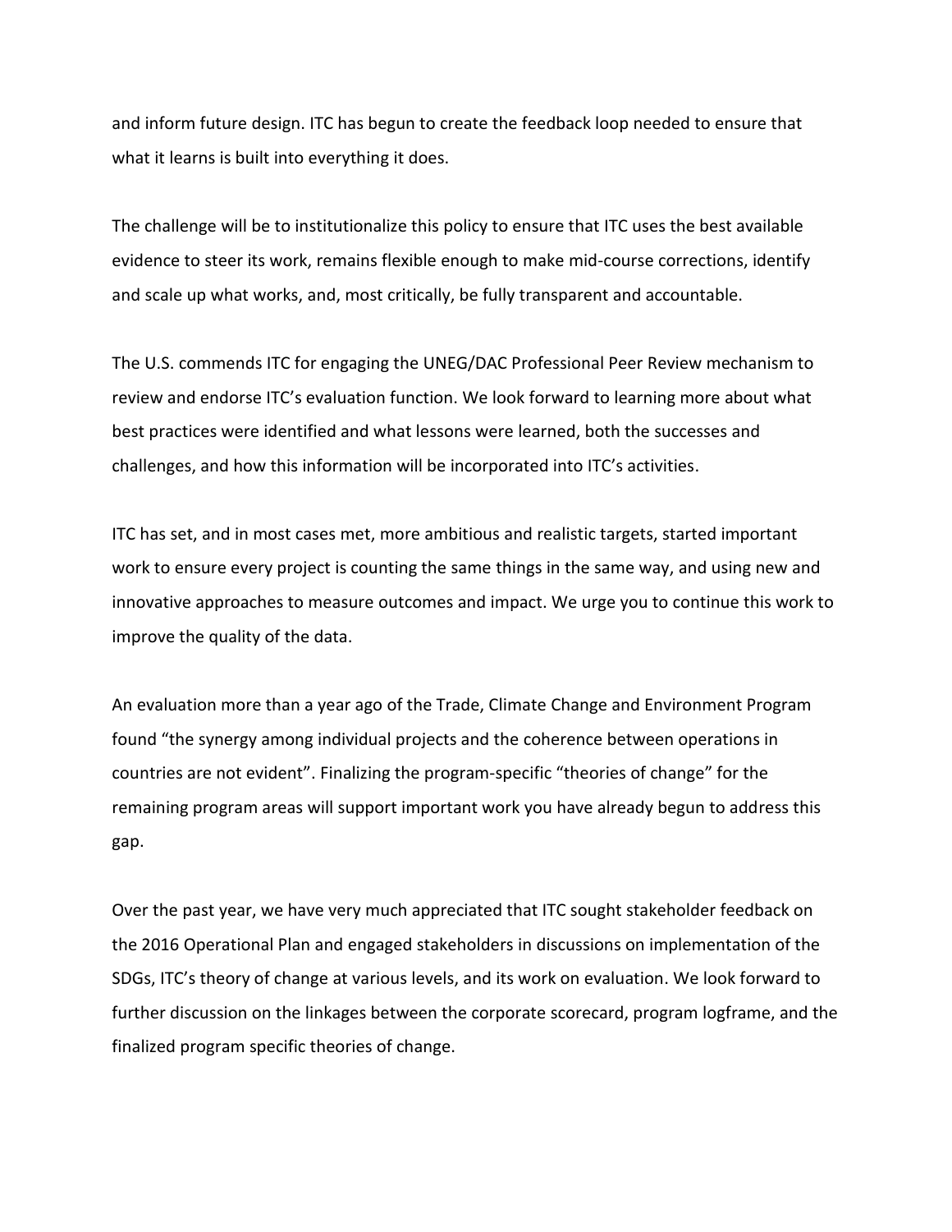and inform future design. ITC has begun to create the feedback loop needed to ensure that what it learns is built into everything it does.

The challenge will be to institutionalize this policy to ensure that ITC uses the best available evidence to steer its work, remains flexible enough to make mid-course corrections, identify and scale up what works, and, most critically, be fully transparent and accountable.

The U.S. commends ITC for engaging the UNEG/DAC Professional Peer Review mechanism to review and endorse ITC's evaluation function. We look forward to learning more about what best practices were identified and what lessons were learned, both the successes and challenges, and how this information will be incorporated into ITC's activities.

ITC has set, and in most cases met, more ambitious and realistic targets, started important work to ensure every project is counting the same things in the same way, and using new and innovative approaches to measure outcomes and impact. We urge you to continue this work to improve the quality of the data.

An evaluation more than a year ago of the Trade, Climate Change and Environment Program found "the synergy among individual projects and the coherence between operations in countries are not evident". Finalizing the program-specific "theories of change" for the remaining program areas will support important work you have already begun to address this gap.

Over the past year, we have very much appreciated that ITC sought stakeholder feedback on the 2016 Operational Plan and engaged stakeholders in discussions on implementation of the SDGs, ITC's theory of change at various levels, and its work on evaluation. We look forward to further discussion on the linkages between the corporate scorecard, program logframe, and the finalized program specific theories of change.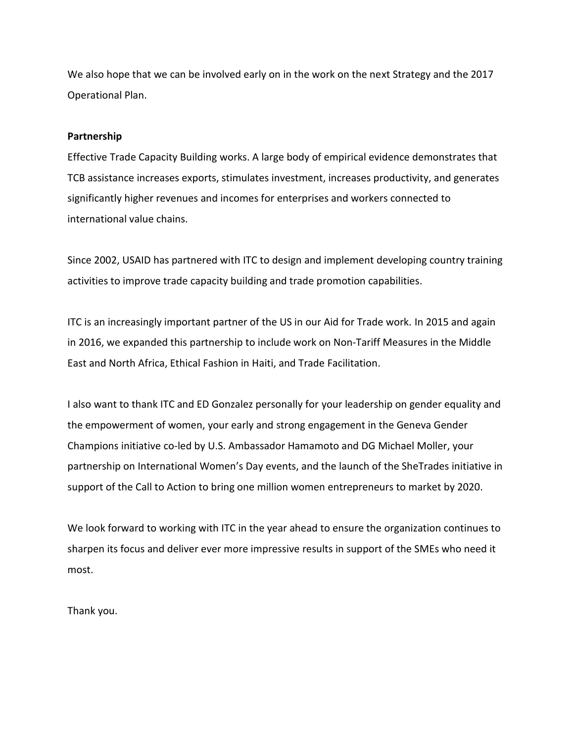We also hope that we can be involved early on in the work on the next Strategy and the 2017 Operational Plan.

**Partnership**

Effective Trade Capacity Building works. A large body of empirical evidence demonstrates that TCB assistance increases exports, stimulates investment, increases productivity, and generates significantly higher revenues and incomes for enterprises and workers connected to international value chains.

Since 2002, USAID has partnered with ITC to design and implement developing country training activities to improve trade capacity building and trade promotion capabilities.

ITC is an increasingly important partner of the US in our Aid for Trade work. In 2015 and again in 2016, we expanded this partnership to include work on Non-Tariff Measures in the Middle East and North Africa, Ethical Fashion in Haiti, and Trade Facilitation.

I also want to thank ITC and ED Gonzalez personally for your leadership on gender equality and the empowerment of women, your early and strong engagement in the Geneva Gender Champions initiative co-led by U.S. Ambassador Hamamoto and DG Michael Moller, your partnership on International Women's Day events, and the launch of the SheTrades initiative in support of the Call to Action to bring one million women entrepreneurs to market by 2020.

We look forward to working with ITC in the year ahead to ensure the organization continues to sharpen its focus and deliver ever more impressive results in support of the SMEs who need it most.

Thank you.